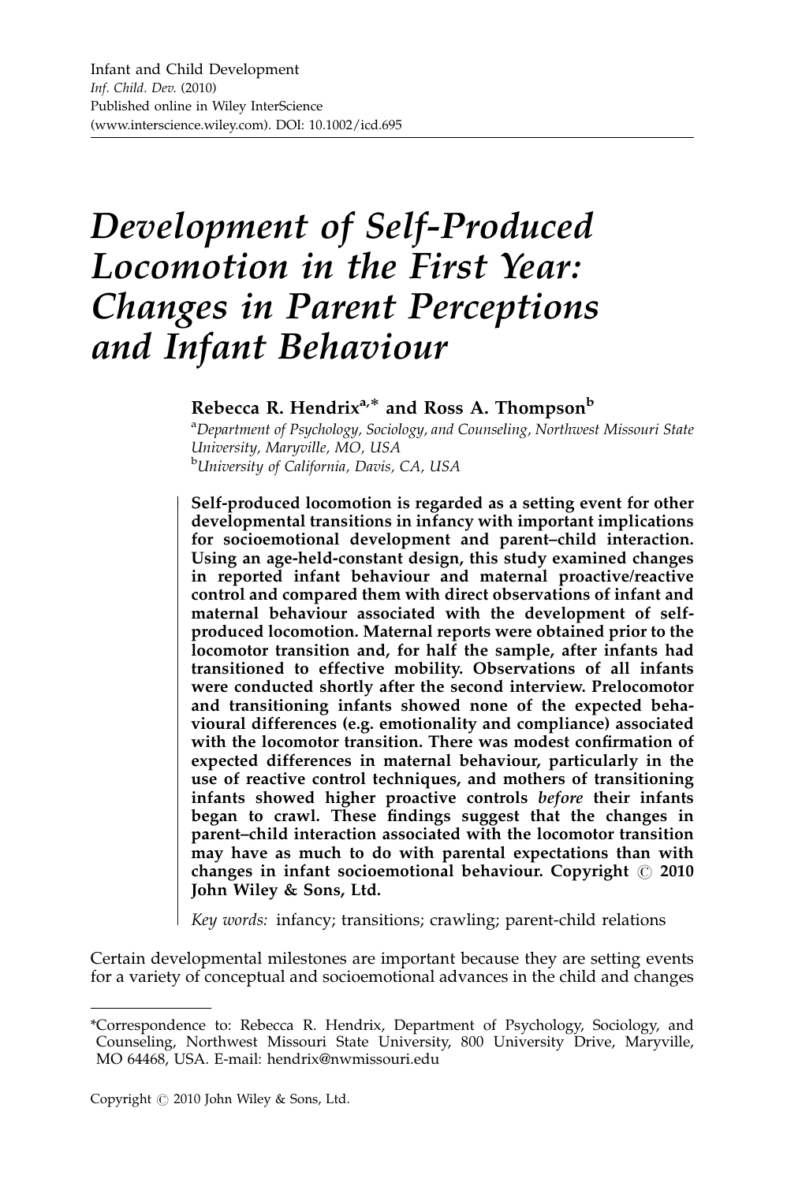# Development of Self-Produced Locomotion in the First Year: Changes in Parent Perceptions and Infant Behaviour

**Rebecca R. Hendrix[a,*] and Ross A. Thompson[b]**

[a]*Department of Psychology, Sociology, and Counseling, Northwest Missouri State University, Maryville, MO, USA*

[b]*University of California, Davis, CA, USA*

**Self-produced locomotion is regarded as a setting event for other developmental transitions in infancy with important implications for socioemotional development and parent–child interaction. Using an age-held-constant design, this study examined changes in reported infant behaviour and maternal proactive/reactive control and compared them with direct observations of infant and maternal behaviour associated with the development of self-produced locomotion. Maternal reports were obtained prior to the locomotor transition and, for half the sample, after infants had transitioned to effective mobility. Observations of all infants were conducted shortly after the second interview. Prelocomotor and transitioning infants showed none of the expected behavioural differences (e.g. emotionality and compliance) associated with the locomotor transition. There was modest confirmation of expected differences in maternal behaviour, particularly in the use of reactive control techniques, and mothers of transitioning infants showed higher proactive controls *before* their infants began to crawl. These findings suggest that the changes in parent–child interaction associated with the locomotor transition may have as much to do with parental expectations than with changes in infant socioemotional behaviour. Copyright © 2010 John Wiley & Sons, Ltd.**

*Key words:* infancy; transitions; crawling; parent-child relations

Certain developmental milestones are important because they are setting events for a variety of conceptual and socioemotional advances in the child and changes

---

*Correspondence to: Rebecca R. Hendrix, Department of Psychology, Sociology, and Counseling, Northwest Missouri State University, 800 University Drive, Maryville, MO 64468, USA. E-mail: hendrix@nwmissouri.edu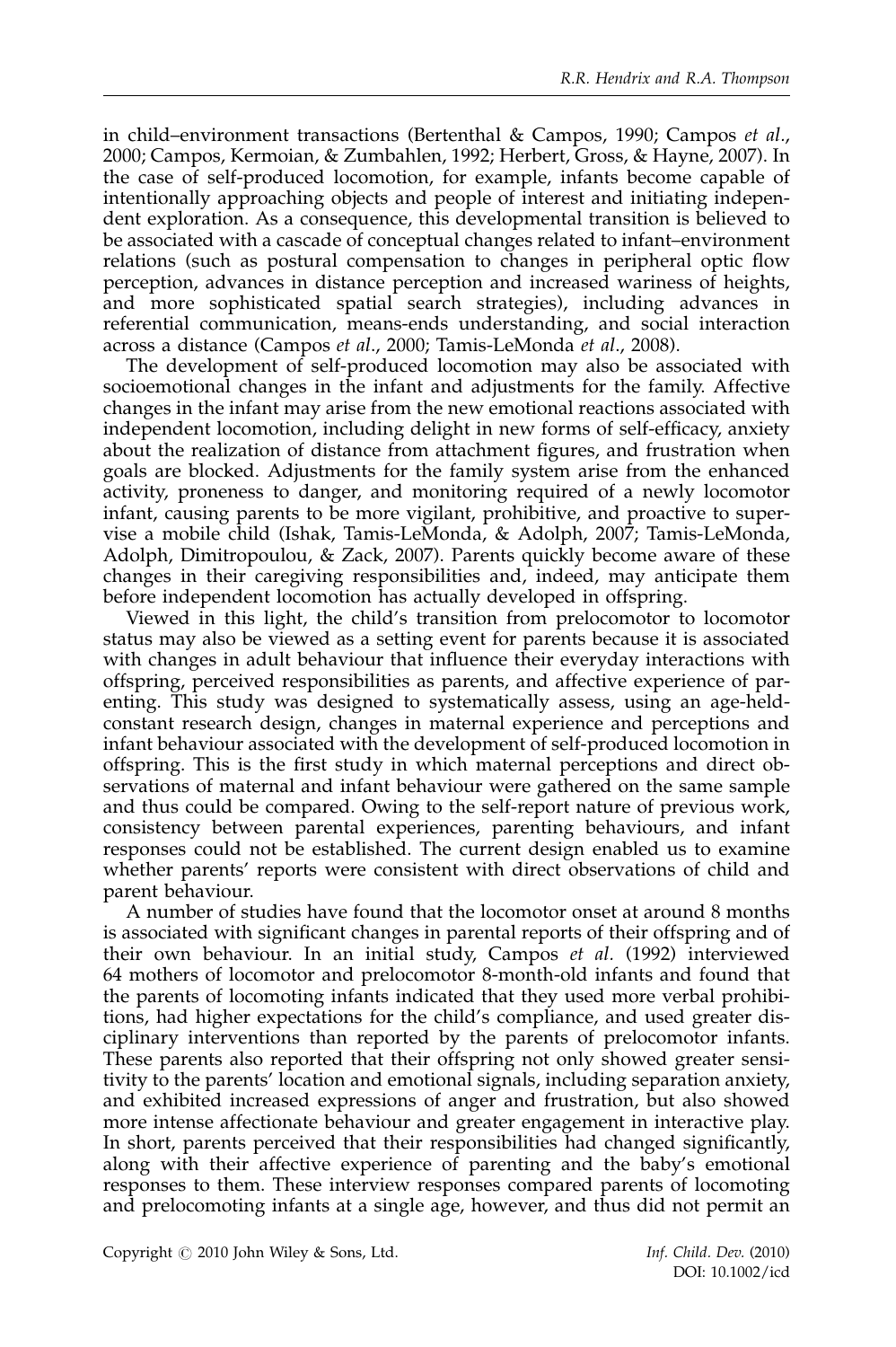in child–environment transactions (Bertenthal & Campos, 1990; Campos *et al.*, 2000; Campos, Kermoian, & Zumbahlen, 1992; Herbert, Gross, & Hayne, 2007). In the case of self-produced locomotion, for example, infants become capable of intentionally approaching objects and people of interest and initiating independent exploration. As a consequence, this developmental transition is believed to be associated with a cascade of conceptual changes related to infant–environment relations (such as postural compensation to changes in peripheral optic flow perception, advances in distance perception and increased wariness of heights, and more sophisticated spatial search strategies), including advances in referential communication, means-ends understanding, and social interaction across a distance (Campos *et al.*, 2000; Tamis-LeMonda *et al.*, 2008).

The development of self-produced locomotion may also be associated with socioemotional changes in the infant and adjustments for the family. Affective changes in the infant may arise from the new emotional reactions associated with independent locomotion, including delight in new forms of self-efficacy, anxiety about the realization of distance from attachment figures, and frustration when goals are blocked. Adjustments for the family system arise from the enhanced activity, proneness to danger, and monitoring required of a newly locomotor infant, causing parents to be more vigilant, prohibitive, and proactive to supervise a mobile child (Ishak, Tamis-LeMonda, & Adolph, 2007; Tamis-LeMonda, Adolph, Dimitropoulou, & Zack, 2007). Parents quickly become aware of these changes in their caregiving responsibilities and, indeed, may anticipate them before independent locomotion has actually developed in offspring.

Viewed in this light, the child's transition from prelocomotor to locomotor status may also be viewed as a setting event for parents because it is associated with changes in adult behaviour that influence their everyday interactions with offspring, perceived responsibilities as parents, and affective experience of parenting. This study was designed to systematically assess, using an age-held-constant research design, changes in maternal experience and perceptions and infant behaviour associated with the development of self-produced locomotion in offspring. This is the first study in which maternal perceptions and direct observations of maternal and infant behaviour were gathered on the same sample and thus could be compared. Owing to the self-report nature of previous work, consistency between parental experiences, parenting behaviours, and infant responses could not be established. The current design enabled us to examine whether parents' reports were consistent with direct observations of child and parent behaviour.

A number of studies have found that the locomotor onset at around 8 months is associated with significant changes in parental reports of their offspring and of their own behaviour. In an initial study, Campos *et al.* (1992) interviewed 64 mothers of locomotor and prelocomotor 8-month-old infants and found that the parents of locomoting infants indicated that they used more verbal prohibitions, had higher expectations for the child's compliance, and used greater disciplinary interventions than reported by the parents of prelocomotor infants. These parents also reported that their offspring not only showed greater sensitivity to the parents' location and emotional signals, including separation anxiety, and exhibited increased expressions of anger and frustration, but also showed more intense affectionate behaviour and greater engagement in interactive play. In short, parents perceived that their responsibilities had changed significantly, along with their affective experience of parenting and the baby's emotional responses to them. These interview responses compared parents of locomoting and prelocomoting infants at a single age, however, and thus did not permit an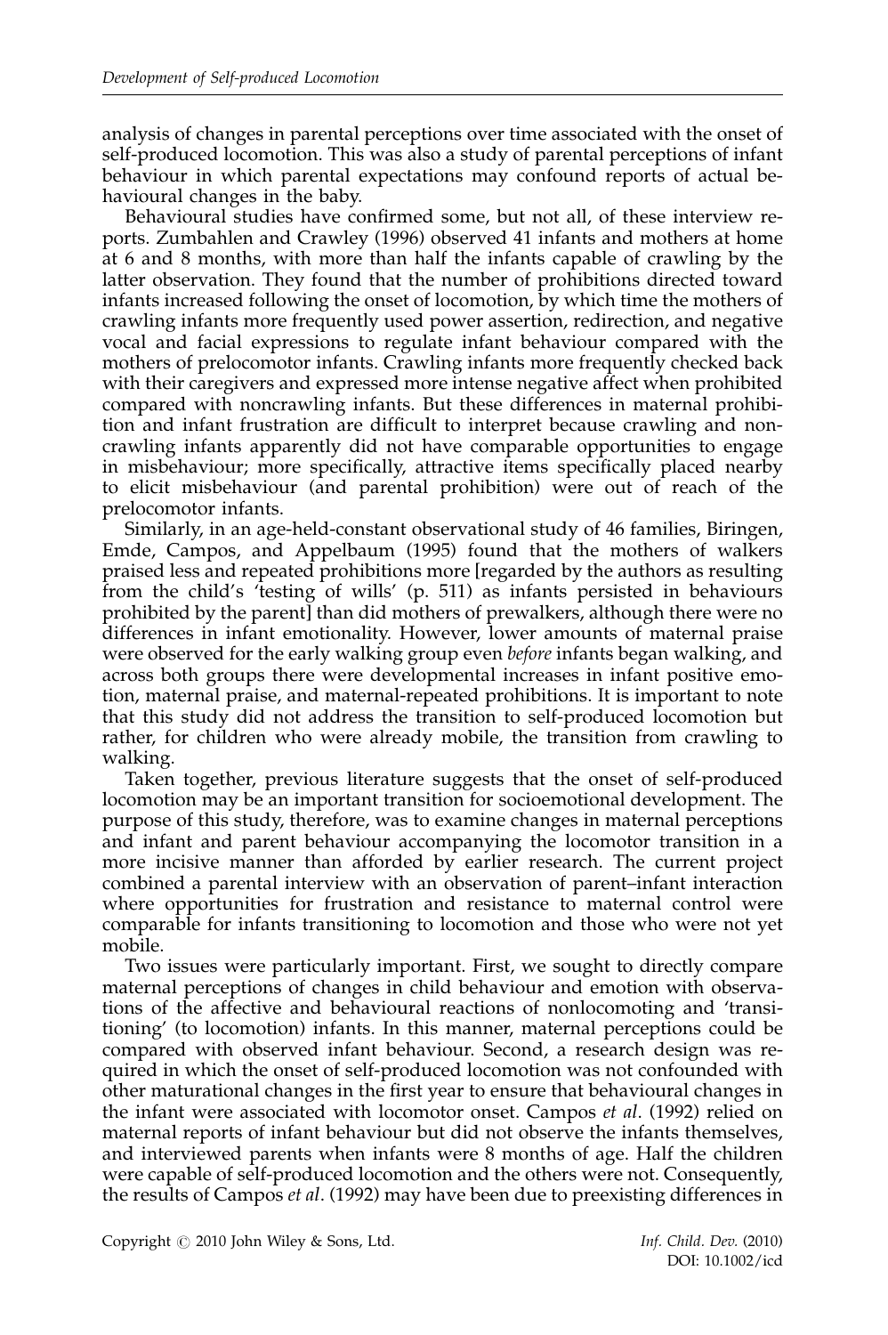analysis of changes in parental perceptions over time associated with the onset of self-produced locomotion. This was also a study of parental perceptions of infant behaviour in which parental expectations may confound reports of actual behavioural changes in the baby.

Behavioural studies have confirmed some, but not all, of these interview reports. Zumbahlen and Crawley (1996) observed 41 infants and mothers at home at 6 and 8 months, with more than half the infants capable of crawling by the latter observation. They found that the number of prohibitions directed toward infants increased following the onset of locomotion, by which time the mothers of crawling infants more frequently used power assertion, redirection, and negative vocal and facial expressions to regulate infant behaviour compared with the mothers of prelocomotor infants. Crawling infants more frequently checked back with their caregivers and expressed more intense negative affect when prohibited compared with noncrawling infants. But these differences in maternal prohibition and infant frustration are difficult to interpret because crawling and noncrawling infants apparently did not have comparable opportunities to engage in misbehaviour; more specifically, attractive items specifically placed nearby to elicit misbehaviour (and parental prohibition) were out of reach of the prelocomotor infants.

Similarly, in an age-held-constant observational study of 46 families, Biringen, Emde, Campos, and Appelbaum (1995) found that the mothers of walkers praised less and repeated prohibitions more [regarded by the authors as resulting from the child's 'testing of wills' (p. 511) as infants persisted in behaviours prohibited by the parent] than did mothers of prewalkers, although there were no differences in infant emotionality. However, lower amounts of maternal praise were observed for the early walking group even *before* infants began walking, and across both groups there were developmental increases in infant positive emotion, maternal praise, and maternal-repeated prohibitions. It is important to note that this study did not address the transition to self-produced locomotion but rather, for children who were already mobile, the transition from crawling to walking.

Taken together, previous literature suggests that the onset of self-produced locomotion may be an important transition for socioemotional development. The purpose of this study, therefore, was to examine changes in maternal perceptions and infant and parent behaviour accompanying the locomotor transition in a more incisive manner than afforded by earlier research. The current project combined a parental interview with an observation of parent–infant interaction where opportunities for frustration and resistance to maternal control were comparable for infants transitioning to locomotion and those who were not yet mobile.

Two issues were particularly important. First, we sought to directly compare maternal perceptions of changes in child behaviour and emotion with observations of the affective and behavioural reactions of nonlocomoting and 'transitioning' (to locomotion) infants. In this manner, maternal perceptions could be compared with observed infant behaviour. Second, a research design was required in which the onset of self-produced locomotion was not confounded with other maturational changes in the first year to ensure that behavioural changes in the infant were associated with locomotor onset. Campos *et al*. (1992) relied on maternal reports of infant behaviour but did not observe the infants themselves, and interviewed parents when infants were 8 months of age. Half the children were capable of self-produced locomotion and the others were not. Consequently, the results of Campos *et al*. (1992) may have been due to preexisting differences in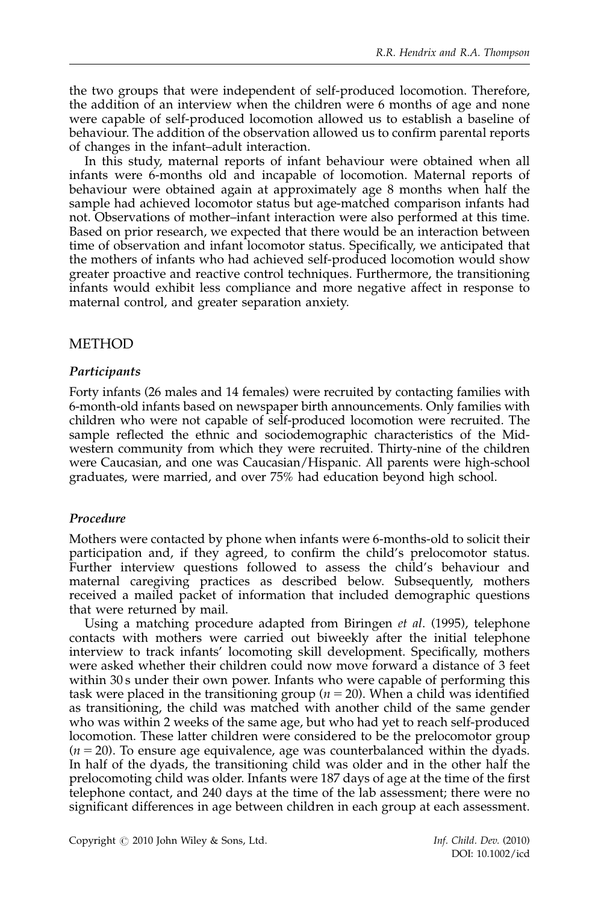the two groups that were independent of self-produced locomotion. Therefore, the addition of an interview when the children were 6 months of age and none were capable of self-produced locomotion allowed us to establish a baseline of behaviour. The addition of the observation allowed us to confirm parental reports of changes in the infant–adult interaction.

In this study, maternal reports of infant behaviour were obtained when all infants were 6-months old and incapable of locomotion. Maternal reports of behaviour were obtained again at approximately age 8 months when half the sample had achieved locomotor status but age-matched comparison infants had not. Observations of mother–infant interaction were also performed at this time. Based on prior research, we expected that there would be an interaction between time of observation and infant locomotor status. Specifically, we anticipated that the mothers of infants who had achieved self-produced locomotion would show greater proactive and reactive control techniques. Furthermore, the transitioning infants would exhibit less compliance and more negative affect in response to maternal control, and greater separation anxiety.

## METHOD

### *Participants*

Forty infants (26 males and 14 females) were recruited by contacting families with 6-month-old infants based on newspaper birth announcements. Only families with children who were not capable of self-produced locomotion were recruited. The sample reflected the ethnic and sociodemographic characteristics of the Midwestern community from which they were recruited. Thirty-nine of the children were Caucasian, and one was Caucasian/Hispanic. All parents were high-school graduates, were married, and over 75% had education beyond high school.

### *Procedure*

Mothers were contacted by phone when infants were 6-months-old to solicit their participation and, if they agreed, to confirm the child's prelocomotor status. Further interview questions followed to assess the child's behaviour and maternal caregiving practices as described below. Subsequently, mothers received a mailed packet of information that included demographic questions that were returned by mail.

Using a matching procedure adapted from Biringen *et al*. (1995), telephone contacts with mothers were carried out biweekly after the initial telephone interview to track infants' locomoting skill development. Specifically, mothers were asked whether their children could now move forward a distance of 3 feet within 30 s under their own power. Infants who were capable of performing this task were placed in the transitioning group ($n = 20$). When a child was identified as transitioning, the child was matched with another child of the same gender who was within 2 weeks of the same age, but who had yet to reach self-produced locomotion. These latter children were considered to be the prelocomotor group ($n = 20$). To ensure age equivalence, age was counterbalanced within the dyads. In half of the dyads, the transitioning child was older and in the other half the prelocomoting child was older. Infants were 187 days of age at the time of the first telephone contact, and 240 days at the time of the lab assessment; there were no significant differences in age between children in each group at each assessment.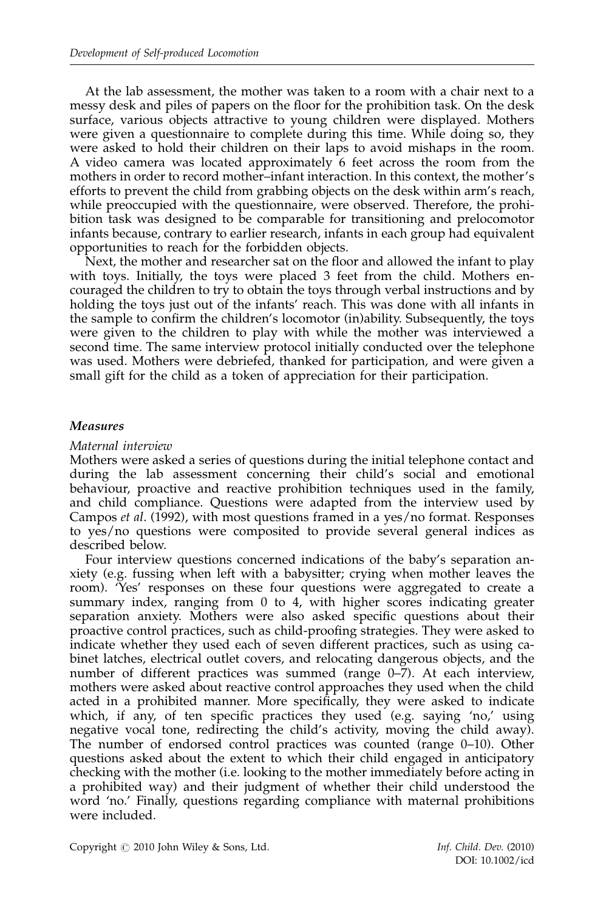At the lab assessment, the mother was taken to a room with a chair next to a messy desk and piles of papers on the floor for the prohibition task. On the desk surface, various objects attractive to young children were displayed. Mothers were given a questionnaire to complete during this time. While doing so, they were asked to hold their children on their laps to avoid mishaps in the room. A video camera was located approximately 6 feet across the room from the mothers in order to record mother–infant interaction. In this context, the mother's efforts to prevent the child from grabbing objects on the desk within arm's reach, while preoccupied with the questionnaire, were observed. Therefore, the prohibition task was designed to be comparable for transitioning and prelocomotor infants because, contrary to earlier research, infants in each group had equivalent opportunities to reach for the forbidden objects.

Next, the mother and researcher sat on the floor and allowed the infant to play with toys. Initially, the toys were placed 3 feet from the child. Mothers encouraged the children to try to obtain the toys through verbal instructions and by holding the toys just out of the infants' reach. This was done with all infants in the sample to confirm the children's locomotor (in)ability. Subsequently, the toys were given to the children to play with while the mother was interviewed a second time. The same interview protocol initially conducted over the telephone was used. Mothers were debriefed, thanked for participation, and were given a small gift for the child as a token of appreciation for their participation.

### *Measures*

*Maternal interview*

Mothers were asked a series of questions during the initial telephone contact and during the lab assessment concerning their child's social and emotional behaviour, proactive and reactive prohibition techniques used in the family, and child compliance. Questions were adapted from the interview used by Campos *et al.* (1992), with most questions framed in a yes/no format. Responses to yes/no questions were composited to provide several general indices as described below.

Four interview questions concerned indications of the baby's separation anxiety (e.g. fussing when left with a babysitter; crying when mother leaves the room). 'Yes' responses on these four questions were aggregated to create a summary index, ranging from 0 to 4, with higher scores indicating greater separation anxiety. Mothers were also asked specific questions about their proactive control practices, such as child-proofing strategies. They were asked to indicate whether they used each of seven different practices, such as using cabinet latches, electrical outlet covers, and relocating dangerous objects, and the number of different practices was summed (range 0–7). At each interview, mothers were asked about reactive control approaches they used when the child acted in a prohibited manner. More specifically, they were asked to indicate which, if any, of ten specific practices they used (e.g. saying 'no,' using negative vocal tone, redirecting the child's activity, moving the child away). The number of endorsed control practices was counted (range 0–10). Other questions asked about the extent to which their child engaged in anticipatory checking with the mother (i.e. looking to the mother immediately before acting in a prohibited way) and their judgment of whether their child understood the word 'no.' Finally, questions regarding compliance with maternal prohibitions were included.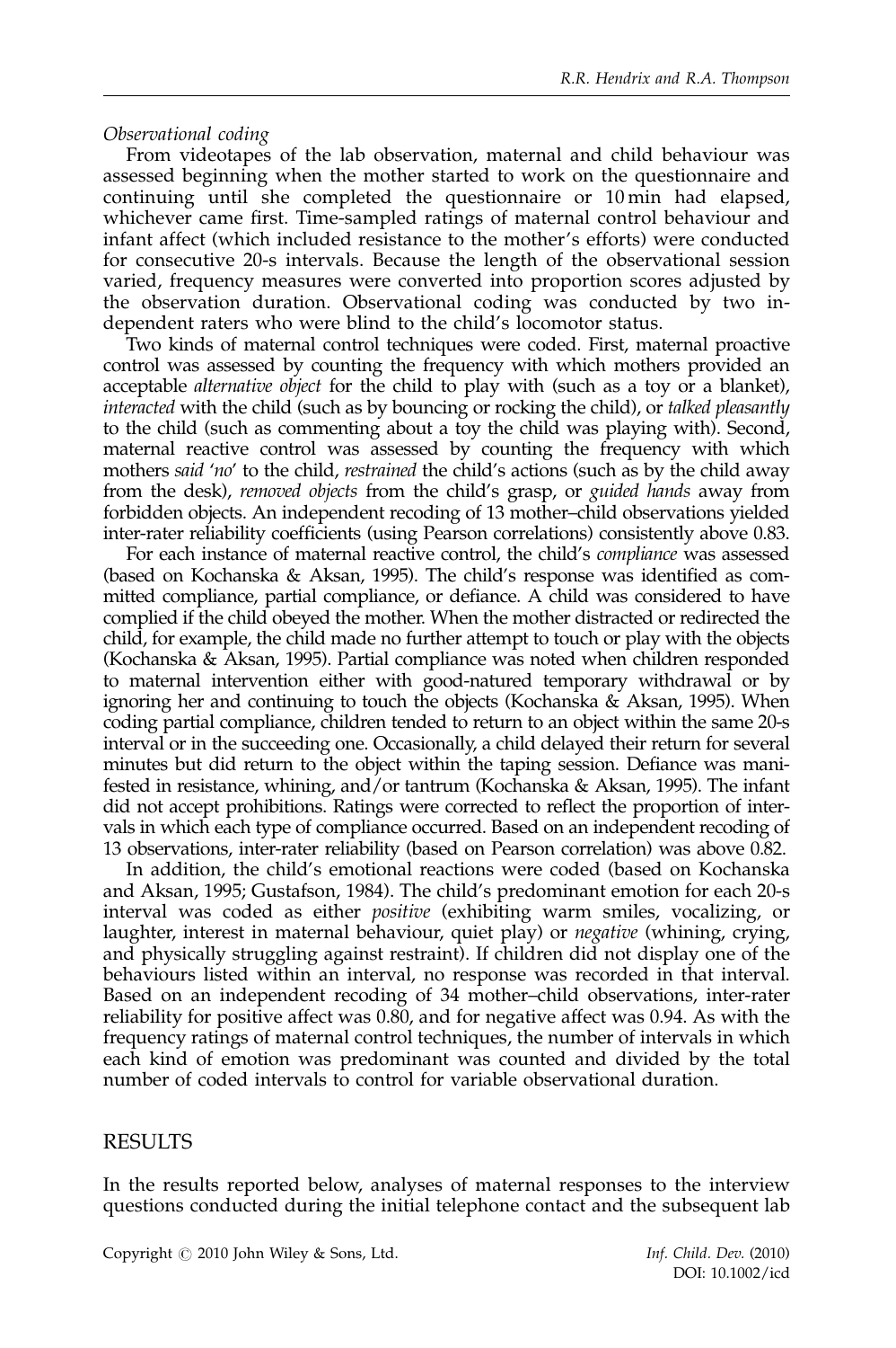*Observational coding*

From videotapes of the lab observation, maternal and child behaviour was assessed beginning when the mother started to work on the questionnaire and continuing until she completed the questionnaire or 10 min had elapsed, whichever came first. Time-sampled ratings of maternal control behaviour and infant affect (which included resistance to the mother's efforts) were conducted for consecutive 20-s intervals. Because the length of the observational session varied, frequency measures were converted into proportion scores adjusted by the observation duration. Observational coding was conducted by two independent raters who were blind to the child's locomotor status.

Two kinds of maternal control techniques were coded. First, maternal proactive control was assessed by counting the frequency with which mothers provided an acceptable *alternative object* for the child to play with (such as a toy or a blanket), *interacted* with the child (such as by bouncing or rocking the child), or *talked pleasantly* to the child (such as commenting about a toy the child was playing with). Second, maternal reactive control was assessed by counting the frequency with which mothers *said 'no'* to the child, *restrained* the child's actions (such as by the child away from the desk), *removed objects* from the child's grasp, or *guided hands* away from forbidden objects. An independent recoding of 13 mother–child observations yielded inter-rater reliability coefficients (using Pearson correlations) consistently above 0.83.

For each instance of maternal reactive control, the child's *compliance* was assessed (based on Kochanska & Aksan, 1995). The child's response was identified as committed compliance, partial compliance, or defiance. A child was considered to have complied if the child obeyed the mother. When the mother distracted or redirected the child, for example, the child made no further attempt to touch or play with the objects (Kochanska & Aksan, 1995). Partial compliance was noted when children responded to maternal intervention either with good-natured temporary withdrawal or by ignoring her and continuing to touch the objects (Kochanska & Aksan, 1995). When coding partial compliance, children tended to return to an object within the same 20-s interval or in the succeeding one. Occasionally, a child delayed their return for several minutes but did return to the object within the taping session. Defiance was manifested in resistance, whining, and/or tantrum (Kochanska & Aksan, 1995). The infant did not accept prohibitions. Ratings were corrected to reflect the proportion of intervals in which each type of compliance occurred. Based on an independent recoding of 13 observations, inter-rater reliability (based on Pearson correlation) was above 0.82.

In addition, the child's emotional reactions were coded (based on Kochanska and Aksan, 1995; Gustafson, 1984). The child's predominant emotion for each 20-s interval was coded as either *positive* (exhibiting warm smiles, vocalizing, or laughter, interest in maternal behaviour, quiet play) or *negative* (whining, crying, and physically struggling against restraint). If children did not display one of the behaviours listed within an interval, no response was recorded in that interval. Based on an independent recoding of 34 mother–child observations, inter-rater reliability for positive affect was 0.80, and for negative affect was 0.94. As with the frequency ratings of maternal control techniques, the number of intervals in which each kind of emotion was predominant was counted and divided by the total number of coded intervals to control for variable observational duration.

## RESULTS

In the results reported below, analyses of maternal responses to the interview questions conducted during the initial telephone contact and the subsequent lab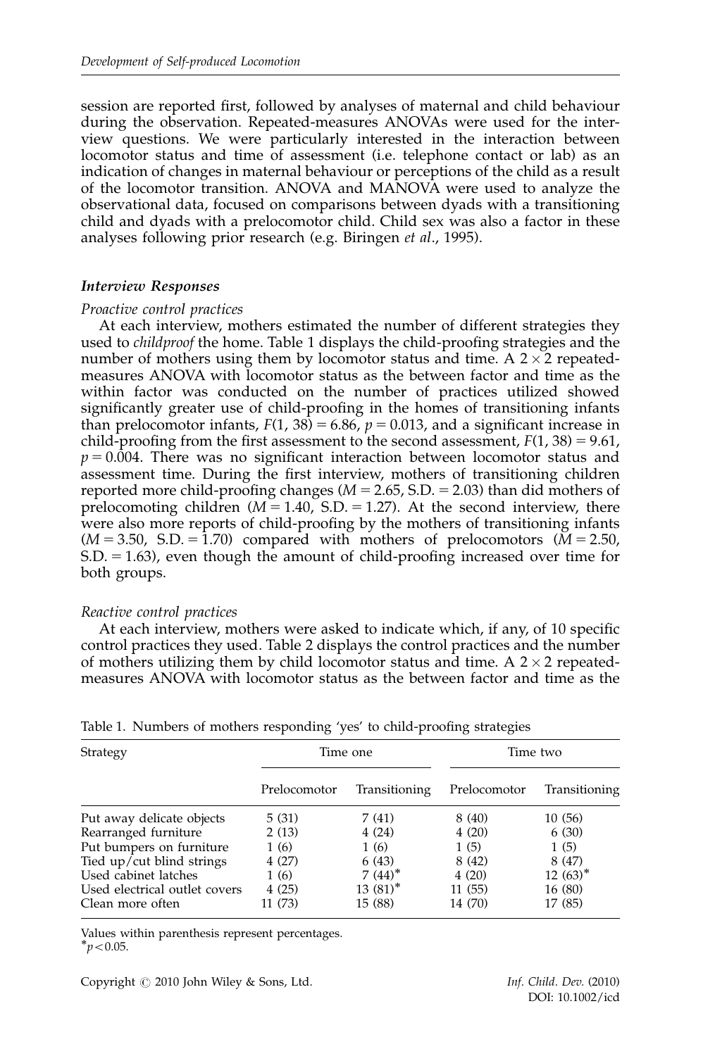session are reported first, followed by analyses of maternal and child behaviour during the observation. Repeated-measures ANOVAs were used for the interview questions. We were particularly interested in the interaction between locomotor status and time of assessment (i.e. telephone contact or lab) as an indication of changes in maternal behaviour or perceptions of the child as a result of the locomotor transition. ANOVA and MANOVA were used to analyze the observational data, focused on comparisons between dyads with a transitioning child and dyads with a prelocomotor child. Child sex was also a factor in these analyses following prior research (e.g. Biringen *et al*., 1995).

### *Interview Responses*

*Proactive control practices*

At each interview, mothers estimated the number of different strategies they used to *childproof* the home. Table 1 displays the child-proofing strategies and the number of mothers using them by locomotor status and time. A $2 \times 2$ repeated-measures ANOVA with locomotor status as the between factor and time as the within factor was conducted on the number of practices utilized showed significantly greater use of child-proofing in the homes of transitioning infants than prelocomotor infants, $F(1, 38) = 6.86$, $p = 0.013$, and a significant increase in child-proofing from the first assessment to the second assessment, $F(1, 38) = 9.61$, $p = 0.004$. There was no significant interaction between locomotor status and assessment time. During the first interview, mothers of transitioning children reported more child-proofing changes ($M = 2.65$, S.D. $= 2.03$) than did mothers of prelocomoting children ($M = 1.40$, S.D. $= 1.27$). At the second interview, there were also more reports of child-proofing by the mothers of transitioning infants ($M = 3.50$, S.D. $= 1.70$) compared with mothers of prelocomotors ($M = 2.50$, S.D. $= 1.63$), even though the amount of child-proofing increased over time for both groups.

*Reactive control practices*

At each interview, mothers were asked to indicate which, if any, of 10 specific control practices they used. Table 2 displays the control practices and the number of mothers utilizing them by child locomotor status and time. A $2 \times 2$ repeated-measures ANOVA with locomotor status as the between factor and time as the

Table 1. Numbers of mothers responding 'yes' to child-proofing strategies

| Strategy | Time one | | Time two | |
|---|---|---|---|---|
| | Prelocomotor | Transitioning | Prelocomotor | Transitioning |
| Put away delicate objects | 5 (31) | 7 (41) | 8 (40) | 10 (56) |
| Rearranged furniture | 2 (13) | 4 (24) | 4 (20) | 6 (30) |
| Put bumpers on furniture | 1 (6) | 1 (6) | 1 (5) | 1 (5) |
| Tied up/cut blind strings | 4 (27) | 6 (43) | 8 (42) | 8 (47) |
| Used cabinet latches | 1 (6) | 7 (44)* | 4 (20) | 12 (63)* |
| Used electrical outlet covers | 4 (25) | 13 (81)* | 11 (55) | 16 (80) |
| Clean more often | 11 (73) | 15 (88) | 14 (70) | 17 (85) |

Values within parenthesis represent percentages.
*$p < 0.05$.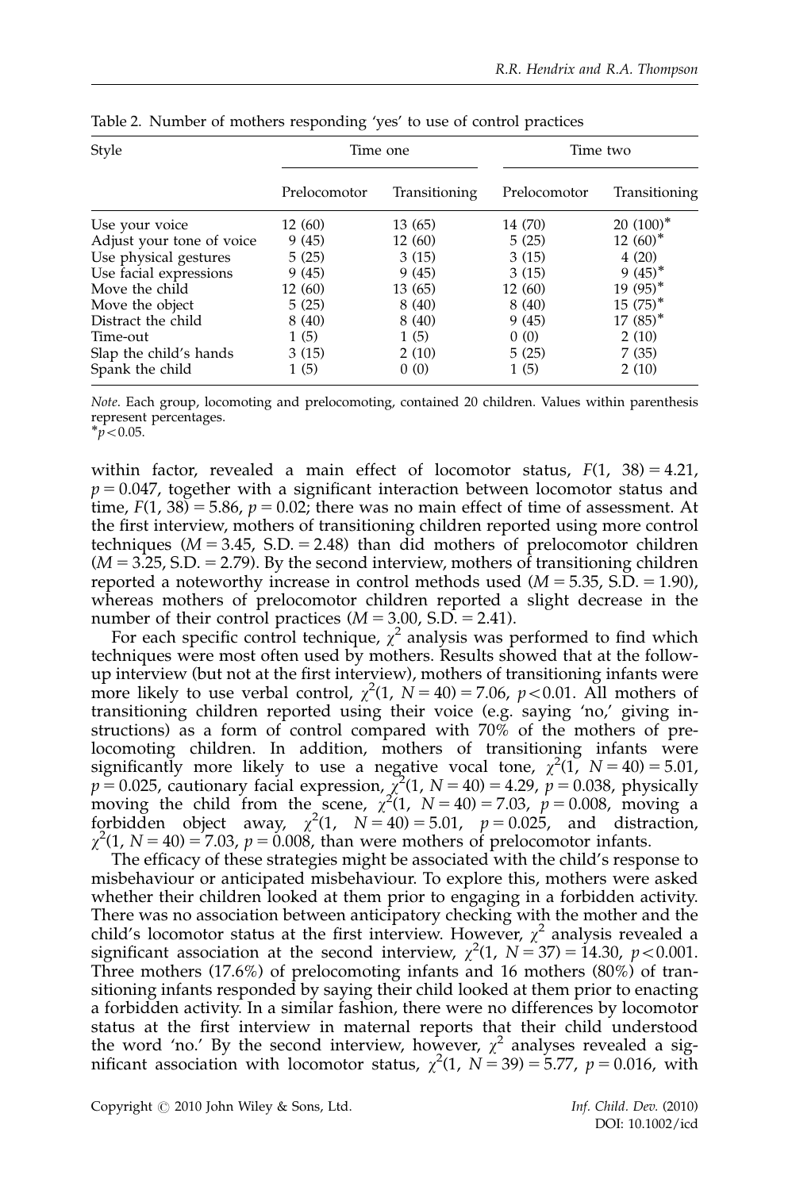Table 2. Number of mothers responding 'yes' to use of control practices

| Style | Time one | | Time two | |
|---|---|---|---|---|
| | Prelocomotor | Transitioning | Prelocomotor | Transitioning |
| Use your voice | 12 (60) | 13 (65) | 14 (70) | 20 (100)* |
| Adjust your tone of voice | 9 (45) | 12 (60) | 5 (25) | 12 (60)* |
| Use physical gestures | 5 (25) | 3 (15) | 3 (15) | 4 (20) |
| Use facial expressions | 9 (45) | 9 (45) | 3 (15) | 9 (45)* |
| Move the child | 12 (60) | 13 (65) | 12 (60) | 19 (95)* |
| Move the object | 5 (25) | 8 (40) | 8 (40) | 15 (75)* |
| Distract the child | 8 (40) | 8 (40) | 9 (45) | 17 (85)* |
| Time-out | 1 (5) | 1 (5) | 0 (0) | 2 (10) |
| Slap the child's hands | 3 (15) | 2 (10) | 5 (25) | 7 (35) |
| Spank the child | 1 (5) | 0 (0) | 1 (5) | 2 (10) |

*Note*. Each group, locomoting and prelocomoting, contained 20 children. Values within parenthesis represent percentages.
*$p<0.05$.

within factor, revealed a main effect of locomotor status, $F(1,\ 38)=4.21$, $p=0.047$, together with a significant interaction between locomotor status and time, $F(1,\ 38)=5.86$, $p=0.02$; there was no main effect of time of assessment. At the first interview, mothers of transitioning children reported using more control techniques ($M=3.45$, S.D. $=2.48$) than did mothers of prelocomotor children ($M=3.25$, S.D. $=2.79$). By the second interview, mothers of transitioning children reported a noteworthy increase in control methods used ($M=5.35$, S.D. $=1.90$), whereas mothers of prelocomotor children reported a slight decrease in the number of their control practices ($M=3.00$, S.D. $=2.41$).

For each specific control technique, $\chi^2$ analysis was performed to find which techniques were most often used by mothers. Results showed that at the follow-up interview (but not at the first interview), mothers of transitioning infants were more likely to use verbal control, $\chi^2(1,\ N=40)=7.06$, $p<0.01$. All mothers of transitioning children reported using their voice (e.g. saying 'no,' giving instructions) as a form of control compared with 70% of the mothers of prelocomoting children. In addition, mothers of transitioning infants were significantly more likely to use a negative vocal tone, $\chi^2(1,\ N=40)=5.01$, $p=0.025$, cautionary facial expression, $\chi^2(1,\ N=40)=4.29$, $p=0.038$, physically moving the child from the scene, $\chi^2(1,\ N=40)=7.03$, $p=0.008$, moving a forbidden object away, $\chi^2(1,\ N=40)=5.01$, $p=0.025$, and distraction, $\chi^2(1,\ N=40)=7.03$, $p=0.008$, than were mothers of prelocomotor infants.

The efficacy of these strategies might be associated with the child's response to misbehaviour or anticipated misbehaviour. To explore this, mothers were asked whether their children looked at them prior to engaging in a forbidden activity. There was no association between anticipatory checking with the mother and the child's locomotor status at the first interview. However, $\chi^2$ analysis revealed a significant association at the second interview, $\chi^2(1,\ N=37)=14.30$, $p<0.001$. Three mothers (17.6%) of prelocomoting infants and 16 mothers (80%) of transitioning infants responded by saying their child looked at them prior to enacting a forbidden activity. In a similar fashion, there were no differences by locomotor status at the first interview in maternal reports that their child understood the word 'no.' By the second interview, however, $\chi^2$ analyses revealed a significant association with locomotor status, $\chi^2(1,\ N=39)=5.77$, $p=0.016$, with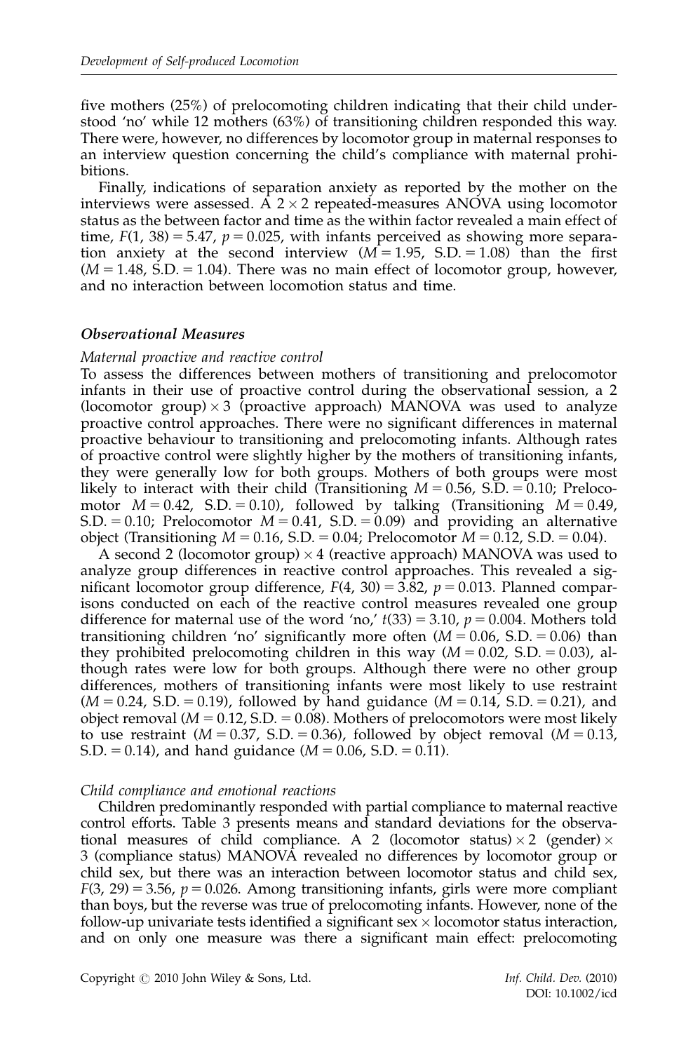five mothers (25%) of prelocomoting children indicating that their child understood 'no' while 12 mothers (63%) of transitioning children responded this way. There were, however, no differences by locomotor group in maternal responses to an interview question concerning the child's compliance with maternal prohibitions.

Finally, indications of separation anxiety as reported by the mother on the interviews were assessed. A $2 \times 2$ repeated-measures ANOVA using locomotor status as the between factor and time as the within factor revealed a main effect of time, $F(1, 38) = 5.47$, $p = 0.025$, with infants perceived as showing more separation anxiety at the second interview ($M = 1.95$, S.D. $= 1.08$) than the first ($M = 1.48$, S.D. $= 1.04$). There was no main effect of locomotor group, however, and no interaction between locomotion status and time.

### *Observational Measures*

*Maternal proactive and reactive control*

To assess the differences between mothers of transitioning and prelocomotor infants in their use of proactive control during the observational session, a 2 (locomotor group) $\times$ 3 (proactive approach) MANOVA was used to analyze proactive control approaches. There were no significant differences in maternal proactive behaviour to transitioning and prelocomoting infants. Although rates of proactive control were slightly higher by the mothers of transitioning infants, they were generally low for both groups. Mothers of both groups were most likely to interact with their child (Transitioning $M = 0.56$, S.D. $= 0.10$; Prelocomotor $M = 0.42$, S.D. $= 0.10$), followed by talking (Transitioning $M = 0.49$, S.D. $= 0.10$; Prelocomotor $M = 0.41$, S.D. $= 0.09$) and providing an alternative object (Transitioning $M = 0.16$, S.D. $= 0.04$; Prelocomotor $M = 0.12$, S.D. $= 0.04$).

A second 2 (locomotor group) $\times$ 4 (reactive approach) MANOVA was used to analyze group differences in reactive control approaches. This revealed a significant locomotor group difference, $F(4, 30) = 3.82$, $p = 0.013$. Planned comparisons conducted on each of the reactive control measures revealed one group difference for maternal use of the word 'no,' $t(33) = 3.10$, $p = 0.004$. Mothers told transitioning children 'no' significantly more often ($M = 0.06$, S.D. $= 0.06$) than they prohibited prelocomoting children in this way ($M = 0.02$, S.D. $= 0.03$), although rates were low for both groups. Although there were no other group differences, mothers of transitioning infants were most likely to use restraint ($M = 0.24$, S.D. $= 0.19$), followed by hand guidance ($M = 0.14$, S.D. $= 0.21$), and object removal ($M = 0.12$, S.D. $= 0.08$). Mothers of prelocomotors were most likely to use restraint ($M = 0.37$, S.D. $= 0.36$), followed by object removal ($M = 0.13$, S.D. $= 0.14$), and hand guidance ($M = 0.06$, S.D. $= 0.11$).

*Child compliance and emotional reactions*

Children predominantly responded with partial compliance to maternal reactive control efforts. Table 3 presents means and standard deviations for the observational measures of child compliance. A 2 (locomotor status) $\times$ 2 (gender) $\times$ 3 (compliance status) MANOVA revealed no differences by locomotor group or child sex, but there was an interaction between locomotor status and child sex, $F(3, 29) = 3.56$, $p = 0.026$. Among transitioning infants, girls were more compliant than boys, but the reverse was true of prelocomoting infants. However, none of the follow-up univariate tests identified a significant sex $\times$ locomotor status interaction, and on only one measure was there a significant main effect: prelocomoting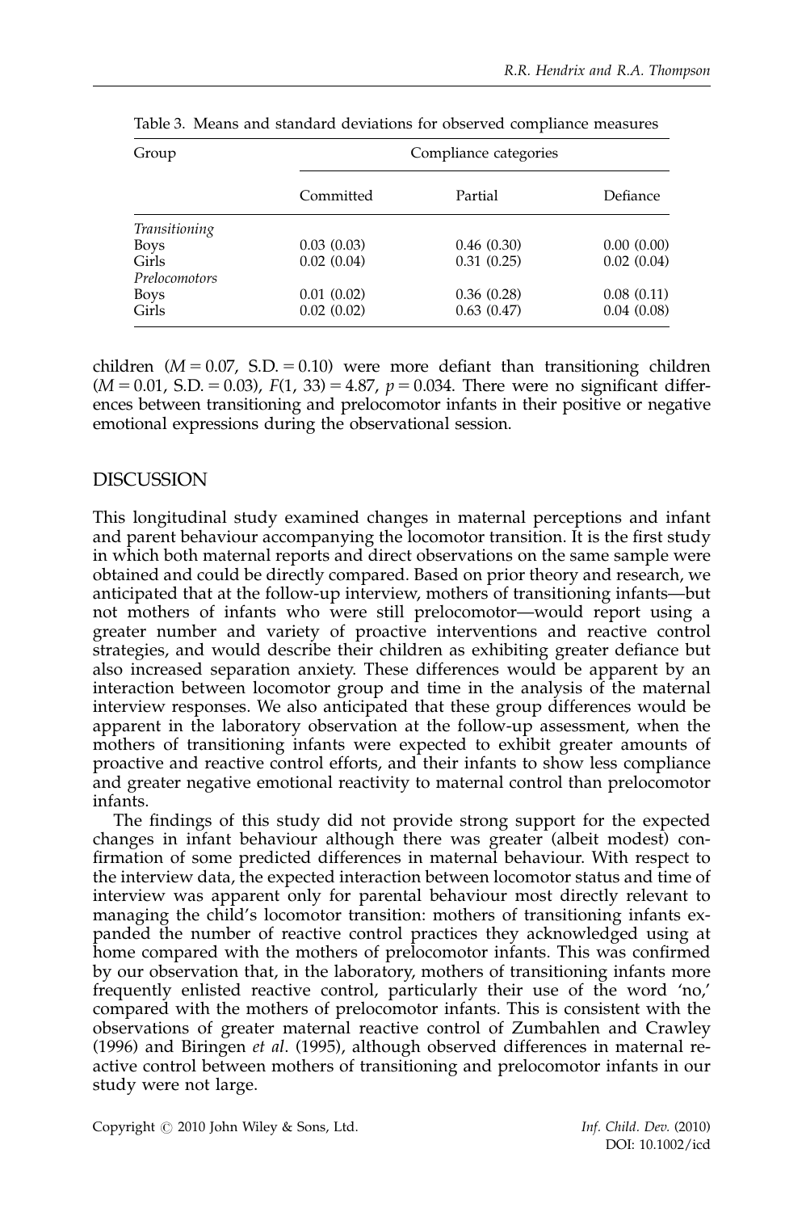Table 3. Means and standard deviations for observed compliance measures

| Group | Compliance categories | | |
|---|---|---|---|
| | Committed | Partial | Defiance |
| *Transitioning* | | | |
| Boys | 0.03 (0.03) | 0.46 (0.30) | 0.00 (0.00) |
| Girls | 0.02 (0.04) | 0.31 (0.25) | 0.02 (0.04) |
| *Prelocomotors* | | | |
| Boys | 0.01 (0.02) | 0.36 (0.28) | 0.08 (0.11) |
| Girls | 0.02 (0.02) | 0.63 (0.47) | 0.04 (0.08) |

children ($M = 0.07$, S.D. $= 0.10$) were more defiant than transitioning children ($M = 0.01$, S.D. $= 0.03$), $F(1, 33) = 4.87$, $p = 0.034$. There were no significant differences between transitioning and prelocomotor infants in their positive or negative emotional expressions during the observational session.

## DISCUSSION

This longitudinal study examined changes in maternal perceptions and infant and parent behaviour accompanying the locomotor transition. It is the first study in which both maternal reports and direct observations on the same sample were obtained and could be directly compared. Based on prior theory and research, we anticipated that at the follow-up interview, mothers of transitioning infants—but not mothers of infants who were still prelocomotor—would report using a greater number and variety of proactive interventions and reactive control strategies, and would describe their children as exhibiting greater defiance but also increased separation anxiety. These differences would be apparent by an interaction between locomotor group and time in the analysis of the maternal interview responses. We also anticipated that these group differences would be apparent in the laboratory observation at the follow-up assessment, when the mothers of transitioning infants were expected to exhibit greater amounts of proactive and reactive control efforts, and their infants to show less compliance and greater negative emotional reactivity to maternal control than prelocomotor infants.

The findings of this study did not provide strong support for the expected changes in infant behaviour although there was greater (albeit modest) confirmation of some predicted differences in maternal behaviour. With respect to the interview data, the expected interaction between locomotor status and time of interview was apparent only for parental behaviour most directly relevant to managing the child's locomotor transition: mothers of transitioning infants expanded the number of reactive control practices they acknowledged using at home compared with the mothers of prelocomotor infants. This was confirmed by our observation that, in the laboratory, mothers of transitioning infants more frequently enlisted reactive control, particularly their use of the word 'no,' compared with the mothers of prelocomotor infants. This is consistent with the observations of greater maternal reactive control of Zumbahlen and Crawley (1996) and Biringen *et al*. (1995), although observed differences in maternal reactive control between mothers of transitioning and prelocomotor infants in our study were not large.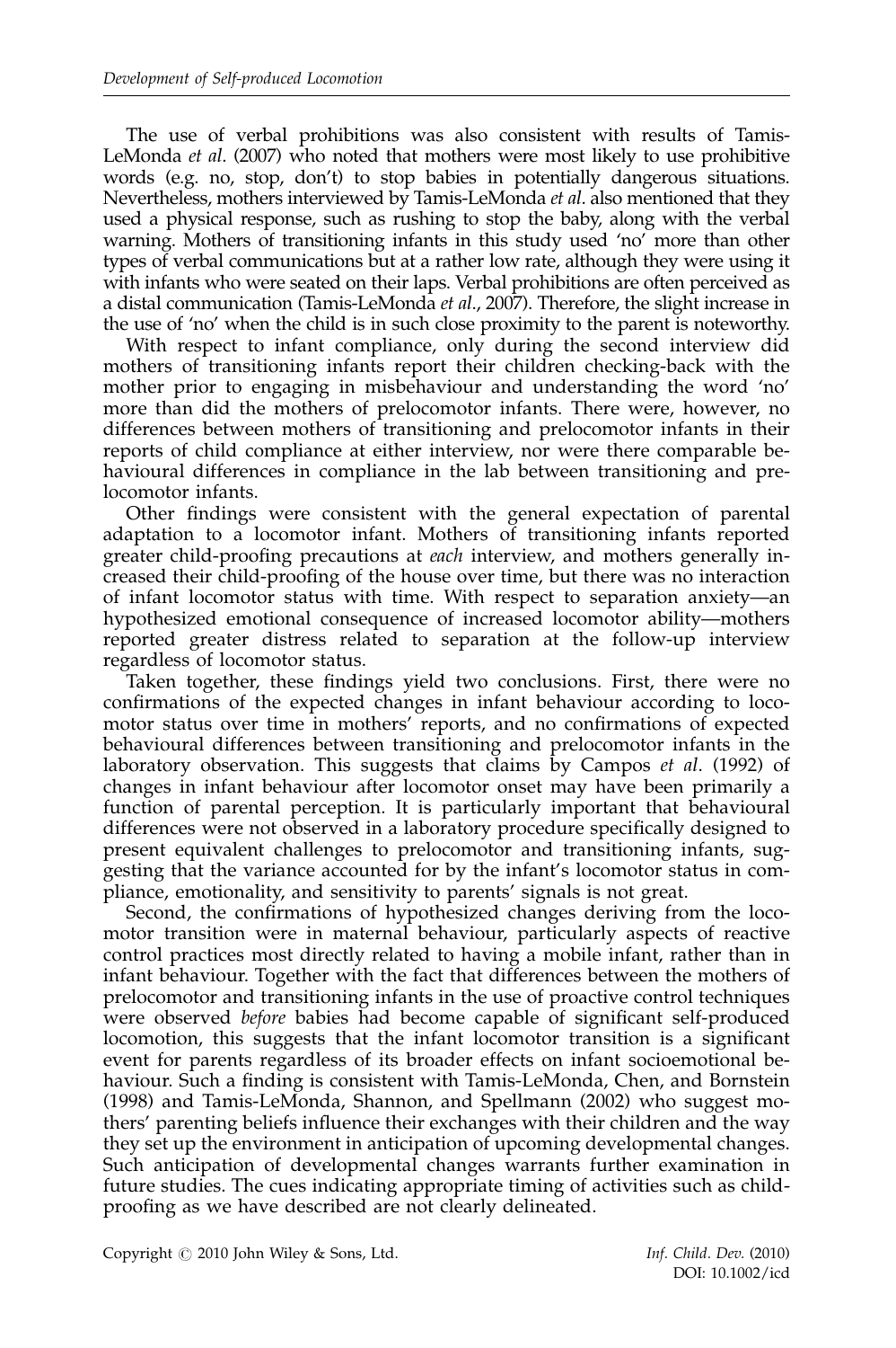The use of verbal prohibitions was also consistent with results of Tamis-LeMonda *et al*. (2007) who noted that mothers were most likely to use prohibitive words (e.g. no, stop, don't) to stop babies in potentially dangerous situations. Nevertheless, mothers interviewed by Tamis-LeMonda *et al*. also mentioned that they used a physical response, such as rushing to stop the baby, along with the verbal warning. Mothers of transitioning infants in this study used 'no' more than other types of verbal communications but at a rather low rate, although they were using it with infants who were seated on their laps. Verbal prohibitions are often perceived as a distal communication (Tamis-LeMonda *et al*., 2007). Therefore, the slight increase in the use of 'no' when the child is in such close proximity to the parent is noteworthy.

With respect to infant compliance, only during the second interview did mothers of transitioning infants report their children checking-back with the mother prior to engaging in misbehaviour and understanding the word 'no' more than did the mothers of prelocomotor infants. There were, however, no differences between mothers of transitioning and prelocomotor infants in their reports of child compliance at either interview, nor were there comparable behavioural differences in compliance in the lab between transitioning and prelocomotor infants.

Other findings were consistent with the general expectation of parental adaptation to a locomotor infant. Mothers of transitioning infants reported greater child-proofing precautions at *each* interview, and mothers generally increased their child-proofing of the house over time, but there was no interaction of infant locomotor status with time. With respect to separation anxiety—an hypothesized emotional consequence of increased locomotor ability—mothers reported greater distress related to separation at the follow-up interview regardless of locomotor status.

Taken together, these findings yield two conclusions. First, there were no confirmations of the expected changes in infant behaviour according to locomotor status over time in mothers' reports, and no confirmations of expected behavioural differences between transitioning and prelocomotor infants in the laboratory observation. This suggests that claims by Campos *et al*. (1992) of changes in infant behaviour after locomotor onset may have been primarily a function of parental perception. It is particularly important that behavioural differences were not observed in a laboratory procedure specifically designed to present equivalent challenges to prelocomotor and transitioning infants, suggesting that the variance accounted for by the infant's locomotor status in compliance, emotionality, and sensitivity to parents' signals is not great.

Second, the confirmations of hypothesized changes deriving from the locomotor transition were in maternal behaviour, particularly aspects of reactive control practices most directly related to having a mobile infant, rather than in infant behaviour. Together with the fact that differences between the mothers of prelocomotor and transitioning infants in the use of proactive control techniques were observed *before* babies had become capable of significant self-produced locomotion, this suggests that the infant locomotor transition is a significant event for parents regardless of its broader effects on infant socioemotional behaviour. Such a finding is consistent with Tamis-LeMonda, Chen, and Bornstein (1998) and Tamis-LeMonda, Shannon, and Spellmann (2002) who suggest mothers' parenting beliefs influence their exchanges with their children and the way they set up the environment in anticipation of upcoming developmental changes. Such anticipation of developmental changes warrants further examination in future studies. The cues indicating appropriate timing of activities such as child-proofing as we have described are not clearly delineated.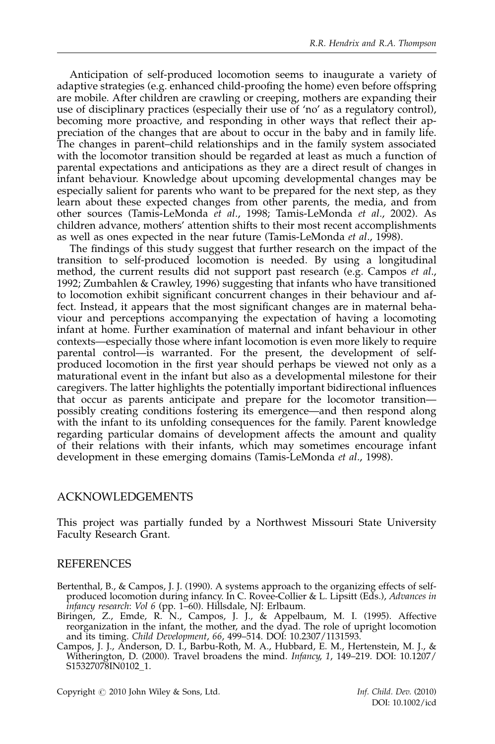Anticipation of self-produced locomotion seems to inaugurate a variety of adaptive strategies (e.g. enhanced child-proofing the home) even before offspring are mobile. After children are crawling or creeping, mothers are expanding their use of disciplinary practices (especially their use of 'no' as a regulatory control), becoming more proactive, and responding in other ways that reflect their appreciation of the changes that are about to occur in the baby and in family life. The changes in parent–child relationships and in the family system associated with the locomotor transition should be regarded at least as much a function of parental expectations and anticipations as they are a direct result of changes in infant behaviour. Knowledge about upcoming developmental changes may be especially salient for parents who want to be prepared for the next step, as they learn about these expected changes from other parents, the media, and from other sources (Tamis-LeMonda *et al*., 1998; Tamis-LeMonda *et al*., 2002). As children advance, mothers' attention shifts to their most recent accomplishments as well as ones expected in the near future (Tamis-LeMonda *et al*., 1998).

The findings of this study suggest that further research on the impact of the transition to self-produced locomotion is needed. By using a longitudinal method, the current results did not support past research (e.g. Campos *et al*., 1992; Zumbahlen & Crawley, 1996) suggesting that infants who have transitioned to locomotion exhibit significant concurrent changes in their behaviour and affect. Instead, it appears that the most significant changes are in maternal behaviour and perceptions accompanying the expectation of having a locomoting infant at home. Further examination of maternal and infant behaviour in other contexts—especially those where infant locomotion is even more likely to require parental control—is warranted. For the present, the development of self-produced locomotion in the first year should perhaps be viewed not only as a maturational event in the infant but also as a developmental milestone for their caregivers. The latter highlights the potentially important bidirectional influences that occur as parents anticipate and prepare for the locomotor transition—possibly creating conditions fostering its emergence—and then respond along with the infant to its unfolding consequences for the family. Parent knowledge regarding particular domains of development affects the amount and quality of their relations with their infants, which may sometimes encourage infant development in these emerging domains (Tamis-LeMonda *et al*., 1998).

## ACKNOWLEDGEMENTS

This project was partially funded by a Northwest Missouri State University Faculty Research Grant.

## REFERENCES

Bertenthal, B., & Campos, J. J. (1990). A systems approach to the organizing effects of self-produced locomotion during infancy. In C. Rovee-Collier & L. Lipsitt (Eds.), *Advances in infancy research*: *Vol 6* (pp. 1–60). Hillsdale, NJ: Erlbaum.

Biringen, Z., Emde, R. N., Campos, J. J., & Appelbaum, M. I. (1995). Affective reorganization in the infant, the mother, and the dyad. The role of upright locomotion and its timing. *Child Development*, *66*, 499–514. DOI: 10.2307/1131593.

Campos, J. J., Anderson, D. I., Barbu-Roth, M. A., Hubbard, E. M., Hertenstein, M. J., & Witherington, D. (2000). Travel broadens the mind. *Infancy*, *1*, 149–219. DOI: 10.1207/S15327078IN0102_1.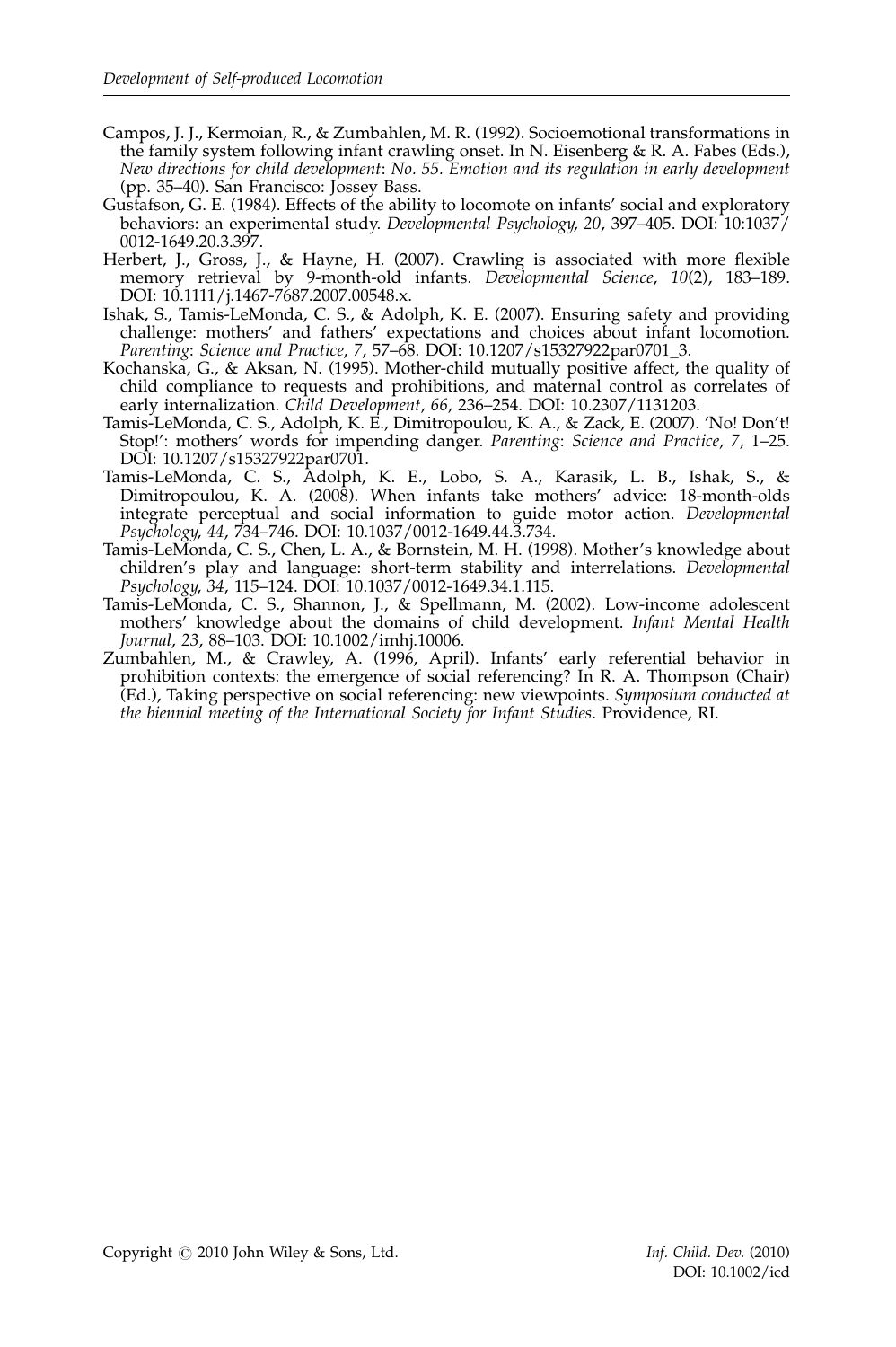Campos, J. J., Kermoian, R., & Zumbahlen, M. R. (1992). Socioemotional transformations in the family system following infant crawling onset. In N. Eisenberg & R. A. Fabes (Eds.), *New directions for child development*: *No. 55. Emotion and its regulation in early development* (pp. 35–40). San Francisco: Jossey Bass.

Gustafson, G. E. (1984). Effects of the ability to locomote on infants' social and exploratory behaviors: an experimental study. *Developmental Psychology*, *20*, 397–405. DOI: 10:1037/0012-1649.20.3.397.

Herbert, J., Gross, J., & Hayne, H. (2007). Crawling is associated with more flexible memory retrieval by 9-month-old infants. *Developmental Science*, *10*(2), 183–189. DOI: 10.1111/j.1467-7687.2007.00548.x.

Ishak, S., Tamis-LeMonda, C. S., & Adolph, K. E. (2007). Ensuring safety and providing challenge: mothers' and fathers' expectations and choices about infant locomotion. *Parenting*: *Science and Practice*, *7*, 57–68. DOI: 10.1207/s15327922par0701_3.

Kochanska, G., & Aksan, N. (1995). Mother-child mutually positive affect, the quality of child compliance to requests and prohibitions, and maternal control as correlates of early internalization. *Child Development*, *66*, 236–254. DOI: 10.2307/1131203.

Tamis-LeMonda, C. S., Adolph, K. E., Dimitropoulou, K. A., & Zack, E. (2007). 'No! Don't! Stop!': mothers' words for impending danger. *Parenting*: *Science and Practice*, *7*, 1–25. DOI: 10.1207/s15327922par0701.

Tamis-LeMonda, C. S., Adolph, K. E., Lobo, S. A., Karasik, L. B., Ishak, S., & Dimitropoulou, K. A. (2008). When infants take mothers' advice: 18-month-olds integrate perceptual and social information to guide motor action. *Developmental Psychology*, *44*, 734–746. DOI: 10.1037/0012-1649.44.3.734.

Tamis-LeMonda, C. S., Chen, L. A., & Bornstein, M. H. (1998). Mother's knowledge about children's play and language: short-term stability and interrelations. *Developmental Psychology*, *34*, 115–124. DOI: 10.1037/0012-1649.34.1.115.

Tamis-LeMonda, C. S., Shannon, J., & Spellmann, M. (2002). Low-income adolescent mothers' knowledge about the domains of child development. *Infant Mental Health Journal*, *23*, 88–103. DOI: 10.1002/imhj.10006.

Zumbahlen, M., & Crawley, A. (1996, April). Infants' early referential behavior in prohibition contexts: the emergence of social referencing? In R. A. Thompson (Chair) (Ed.), Taking perspective on social referencing: new viewpoints. *Symposium conducted at the biennial meeting of the International Society for Infant Studies*. Providence, RI.